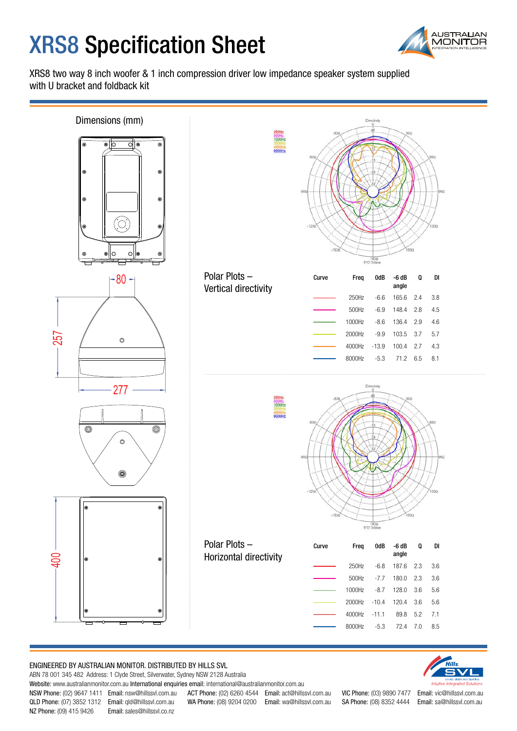# XRS8 Specification Sheet

XRS8 two way 8 inch woofer & 1 inch compression driver low impedance speaker system supplied with U bracket and foldback kit

## Dimensions (mm)

80

257

277

400

## Polar Plots – Vertical directivity

| Curve | Freq | 0dB | -6 dB angle | Q | DI |
|---|---|---|---|---|---|
| | 250Hz | -6.6 | 165.6 | 2.4 | 3.8 |
| | 500Hz | -6.9 | 148.4 | 2.8 | 4.5 |
| | 1000Hz | -8.6 | 136.4 | 2.9 | 4.6 |
| | 2000Hz | -9.9 | 103.5 | 3.7 | 5.7 |
| | 4000Hz | -13.9 | 100.4 | 2.7 | 4.3 |
| | 8000Hz | -5.3 | 71.2 | 6.5 | 8.1 |

## Polar Plots – Horizontal directivity

| Curve | Freq | 0dB | -6 dB angle | Q | DI |
|---|---|---|---|---|---|
| | 250Hz | -6.8 | 187.6 | 2.3 | 3.6 |
| | 500Hz | -7.7 | 180.0 | 2.3 | 3.6 |
| | 1000Hz | -8.7 | 128.0 | 3.6 | 5.6 |
| | 2000Hz | -10.4 | 120.4 | 3.6 | 5.6 |
| | 4000Hz | -11.1 | 89.8 | 5.2 | 7.1 |
| | 8000Hz | -5.3 | 72.4 | 7.0 | 8.5 |

ENGINEERED BY AUSTRALIAN MONITOR. DISTRIBUTED BY HILLS SVL

ABN 78 001 345 482 Address: 1 Clyde Street, Silverwater, Sydney NSW 2128 Australia

Website: www.australianmonitor.com.au International enquiries email: international@australianmonitor.com.au

NSW Phone: (02) 9647 1411 Email: nsw@hillssvl.com.au
ACT Phone: (02) 6260 4544 Email: act@hillssvl.com.au
VIC Phone: (03) 9890 7477 Email: vic@hillssvl.com.au
QLD Phone: (07) 3852 1312 Email: qld@hillssvl.com.au
WA Phone: (08) 9204 0200 Email: wa@hillssvl.com.au
SA Phone: (08) 8352 4444 Email: sa@hillssvl.com.au
NZ Phone: (09) 415 9426 Email: sales@hillssvl.co.nz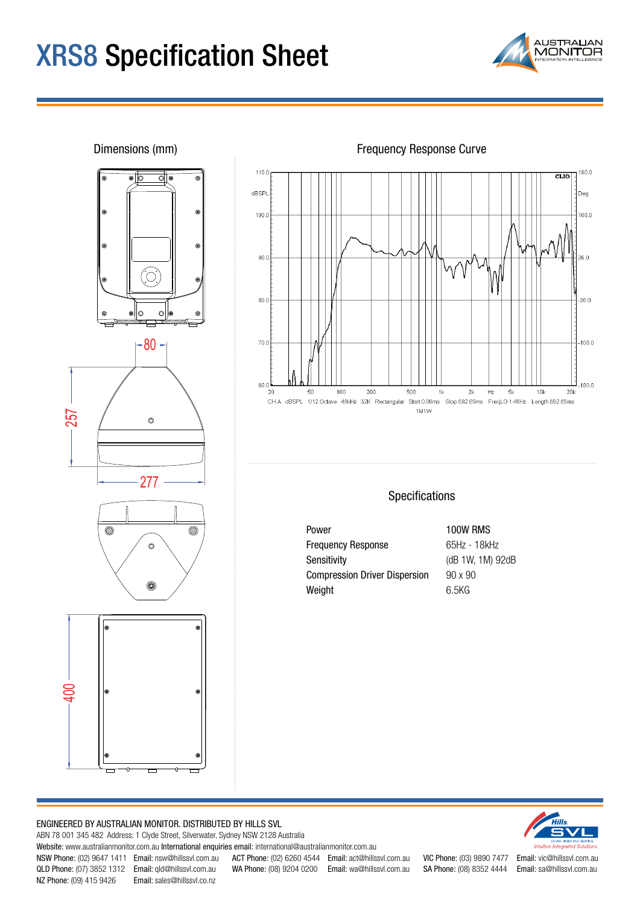# XRS8 Specification Sheet

## Dimensions (mm)

80

257

277

400

## Frequency Response Curve

110.0
dBSPL
100.0
90.0
80.0
70.0
60.0

180.0
Deg
108.0
36.0
-36.0
-108.0
-180.0

CLIO

20 50 100 200 500 1k 2k Hz 5k 10k 20k

CH A dBSPL 1/12 Octave 48kHz 32K Rectangular Start 0.00ms Stop 682.65ms FreqLO 1.46Hz Length 682.65ms

1M1W

## Specifications

| | |
|---|---|
| Power | 100W RMS |
| Frequency Response | 65Hz - 18kHz |
| Sensitivity | (dB 1W, 1M) 92dB |
| Compression Driver Dispersion | 90 x 90 |
| Weight | 6.5KG |

ENGINEERED BY AUSTRALIAN MONITOR. DISTRIBUTED BY HILLS SVL

ABN 78 001 345 482 Address: 1 Clyde Street, Silverwater, Sydney NSW 2128 Australia

**Website:** www.australianmonitor.com.au **International enquiries email:** international@australianmonitor.com.au

**NSW Phone:** (02) 9647 1411 **Email:** nsw@hillssvl.com.au **ACT Phone:** (02) 6260 4544 **Email:** act@hillssvl.com.au **VIC Phone:** (03) 9890 7477 **Email:** vic@hillssvl.com.au

**QLD Phone:** (07) 3852 1312 **Email:** qld@hillssvl.com.au **WA Phone:** (08) 9204 0200 **Email:** wa@hillssvl.com.au **SA Phone:** (08) 8352 4444 **Email:** sa@hillssvl.com.au

**NZ Phone:** (09) 415 9426 **Email:** sales@hillssvl.co.nz